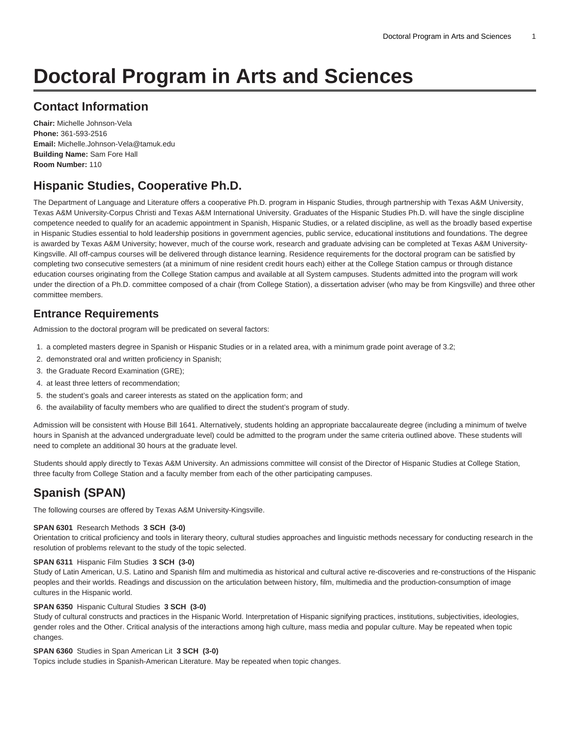# Doctoral Program in Arts and Sciences

## Contact Information

**Chair:** Michelle Johnson-Vela
**Phone:** 361-593-2516
**Email:** Michelle.Johnson-Vela@tamuk.edu
**Building Name:** Sam Fore Hall
**Room Number:** 110

## Hispanic Studies, Cooperative Ph.D.

The Department of Language and Literature offers a cooperative Ph.D. program in Hispanic Studies, through partnership with Texas A&M University, Texas A&M University-Corpus Christi and Texas A&M International University. Graduates of the Hispanic Studies Ph.D. will have the single discipline competence needed to qualify for an academic appointment in Spanish, Hispanic Studies, or a related discipline, as well as the broadly based expertise in Hispanic Studies essential to hold leadership positions in government agencies, public service, educational institutions and foundations. The degree is awarded by Texas A&M University; however, much of the course work, research and graduate advising can be completed at Texas A&M University-Kingsville. All off-campus courses will be delivered through distance learning. Residence requirements for the doctoral program can be satisfied by completing two consecutive semesters (at a minimum of nine resident credit hours each) either at the College Station campus or through distance education courses originating from the College Station campus and available at all System campuses. Students admitted into the program will work under the direction of a Ph.D. committee composed of a chair (from College Station), a dissertation adviser (who may be from Kingsville) and three other committee members.

### Entrance Requirements

Admission to the doctoral program will be predicated on several factors:

1. a completed masters degree in Spanish or Hispanic Studies or in a related area, with a minimum grade point average of 3.2;
2. demonstrated oral and written proficiency in Spanish;
3. the Graduate Record Examination (GRE);
4. at least three letters of recommendation;
5. the student's goals and career interests as stated on the application form; and
6. the availability of faculty members who are qualified to direct the student's program of study.

Admission will be consistent with House Bill 1641. Alternatively, students holding an appropriate baccalaureate degree (including a minimum of twelve hours in Spanish at the advanced undergraduate level) could be admitted to the program under the same criteria outlined above. These students will need to complete an additional 30 hours at the graduate level.

Students should apply directly to Texas A&M University. An admissions committee will consist of the Director of Hispanic Studies at College Station, three faculty from College Station and a faculty member from each of the other participating campuses.

## Spanish (SPAN)

The following courses are offered by Texas A&M University-Kingsville.

**SPAN 6301** Research Methods **3 SCH (3-0)**
Orientation to critical proficiency and tools in literary theory, cultural studies approaches and linguistic methods necessary for conducting research in the resolution of problems relevant to the study of the topic selected.

**SPAN 6311** Hispanic Film Studies **3 SCH (3-0)**
Study of Latin American, U.S. Latino and Spanish film and multimedia as historical and cultural active re-discoveries and re-constructions of the Hispanic peoples and their worlds. Readings and discussion on the articulation between history, film, multimedia and the production-consumption of image cultures in the Hispanic world.

**SPAN 6350** Hispanic Cultural Studies **3 SCH (3-0)**
Study of cultural constructs and practices in the Hispanic World. Interpretation of Hispanic signifying practices, institutions, subjectivities, ideologies, gender roles and the Other. Critical analysis of the interactions among high culture, mass media and popular culture. May be repeated when topic changes.

**SPAN 6360** Studies in Span American Lit **3 SCH (3-0)**
Topics include studies in Spanish-American Literature. May be repeated when topic changes.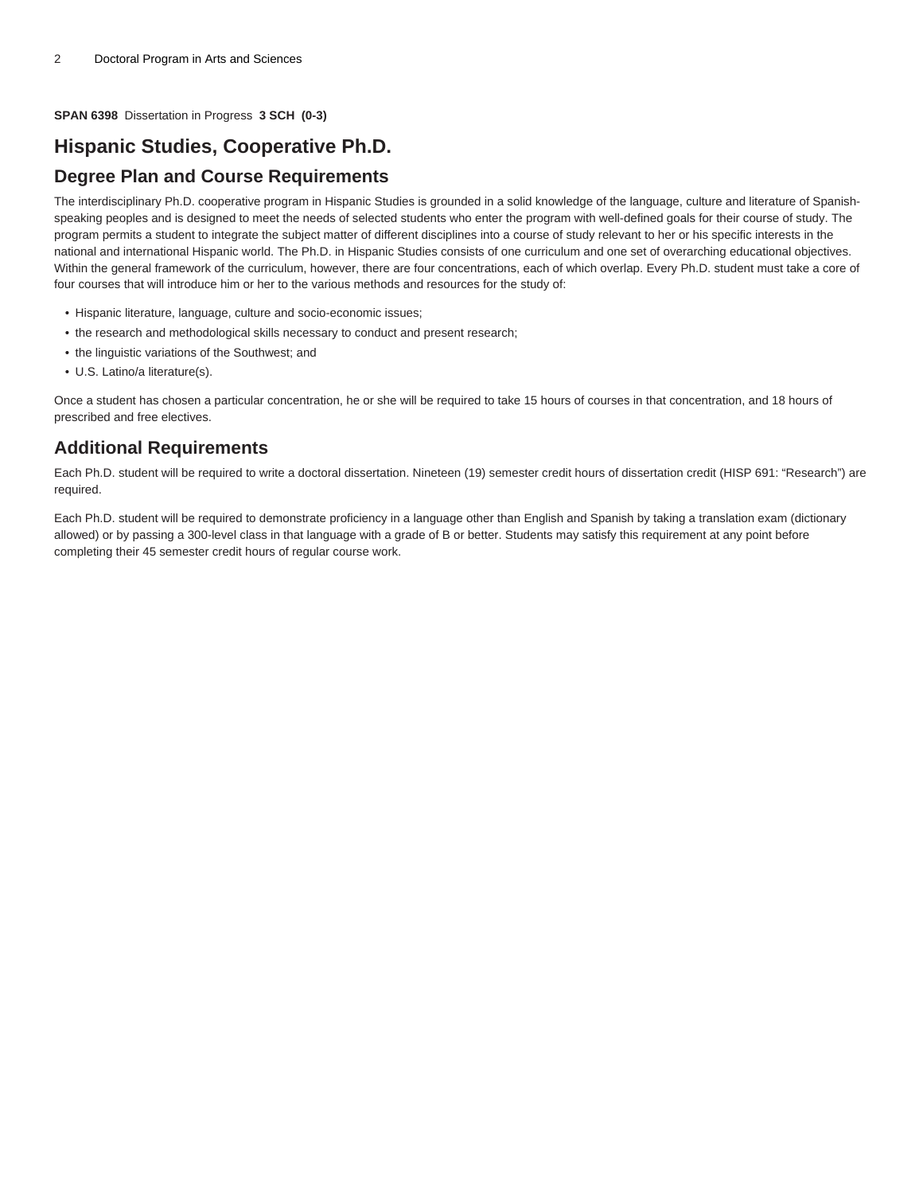**SPAN 6398** Dissertation in Progress **3 SCH (0-3)**

# Hispanic Studies, Cooperative Ph.D.

## Degree Plan and Course Requirements

The interdisciplinary Ph.D. cooperative program in Hispanic Studies is grounded in a solid knowledge of the language, culture and literature of Spanish-speaking peoples and is designed to meet the needs of selected students who enter the program with well-defined goals for their course of study. The program permits a student to integrate the subject matter of different disciplines into a course of study relevant to her or his specific interests in the national and international Hispanic world. The Ph.D. in Hispanic Studies consists of one curriculum and one set of overarching educational objectives. Within the general framework of the curriculum, however, there are four concentrations, each of which overlap. Every Ph.D. student must take a core of four courses that will introduce him or her to the various methods and resources for the study of:

- Hispanic literature, language, culture and socio-economic issues;
- the research and methodological skills necessary to conduct and present research;
- the linguistic variations of the Southwest; and
- U.S. Latino/a literature(s).

Once a student has chosen a particular concentration, he or she will be required to take 15 hours of courses in that concentration, and 18 hours of prescribed and free electives.

## Additional Requirements

Each Ph.D. student will be required to write a doctoral dissertation. Nineteen (19) semester credit hours of dissertation credit (HISP 691: "Research") are required.

Each Ph.D. student will be required to demonstrate proficiency in a language other than English and Spanish by taking a translation exam (dictionary allowed) or by passing a 300-level class in that language with a grade of B or better. Students may satisfy this requirement at any point before completing their 45 semester credit hours of regular course work.